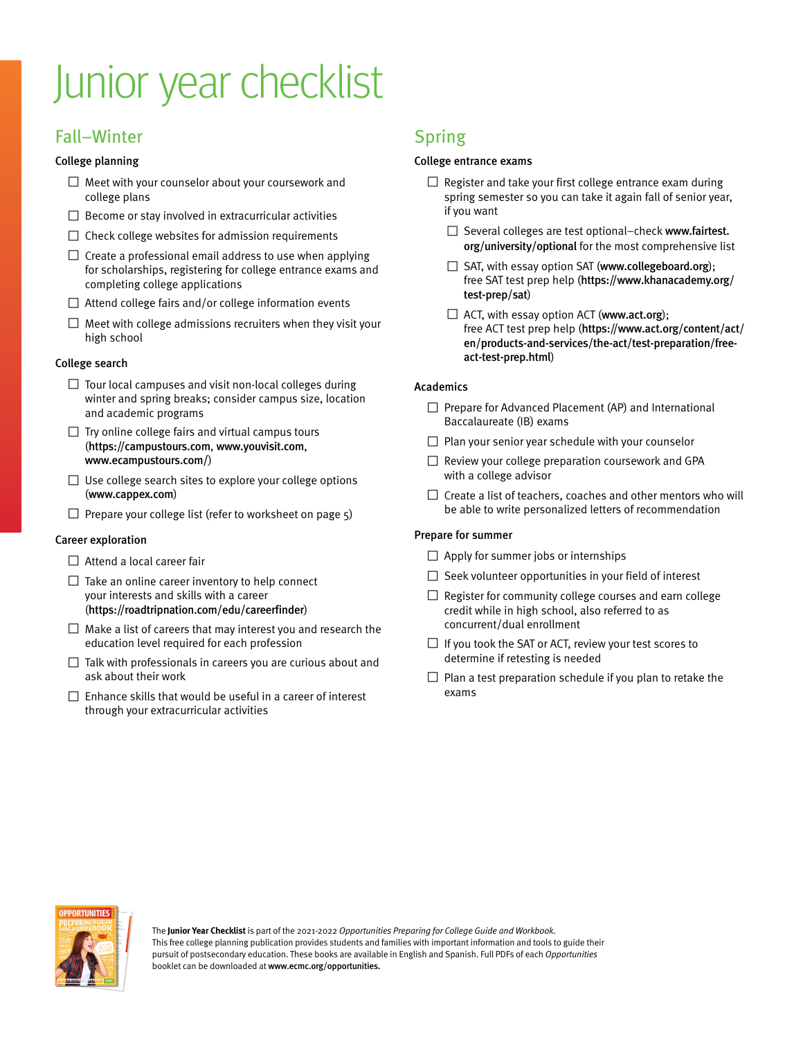# Junior year checklist

## Fall–Winter

### College planning

- ☐ Meet with your counselor about your coursework and college plans
- ☐ Become or stay involved in extracurricular activities
- ☐ Check college websites for admission requirements
- ☐ Create a professional email address to use when applying for scholarships, registering for college entrance exams and completing college applications
- ☐ Attend college fairs and/or college information events
- ☐ Meet with college admissions recruiters when they visit your high school

### College search

- ☐ Tour local campuses and visit non-local colleges during winter and spring breaks; consider campus size, location and academic programs
- ☐ Try online college fairs and virtual campus tours (**https://campustours.com**, **www.youvisit.com**, **www.ecampustours.com/**)
- ☐ Use college search sites to explore your college options (**www.cappex.com**)
- ☐ Prepare your college list (refer to worksheet on page 5)

### Career exploration

- ☐ Attend a local career fair
- ☐ Take an online career inventory to help connect your interests and skills with a career (**https://roadtripnation.com/edu/careerfinder**)
- ☐ Make a list of careers that may interest you and research the education level required for each profession
- ☐ Talk with professionals in careers you are curious about and ask about their work
- ☐ Enhance skills that would be useful in a career of interest through your extracurricular activities

## Spring

### College entrance exams

- ☐ Register and take your first college entrance exam during spring semester so you can take it again fall of senior year, if you want
  - ☐ Several colleges are test optional–check **www.fairtest.org/university/optional** for the most comprehensive list
  - ☐ SAT, with essay option SAT (**www.collegeboard.org**); free SAT test prep help (**https://www.khanacademy.org/test-prep/sat**)
  - ☐ ACT, with essay option ACT (**www.act.org**); free ACT test prep help (**https://www.act.org/content/act/en/products-and-services/the-act/test-preparation/free-act-test-prep.html**)

### Academics

- ☐ Prepare for Advanced Placement (AP) and International Baccalaureate (IB) exams
- ☐ Plan your senior year schedule with your counselor
- ☐ Review your college preparation coursework and GPA with a college advisor
- ☐ Create a list of teachers, coaches and other mentors who will be able to write personalized letters of recommendation

### Prepare for summer

- ☐ Apply for summer jobs or internships
- ☐ Seek volunteer opportunities in your field of interest
- ☐ Register for community college courses and earn college credit while in high school, also referred to as concurrent/dual enrollment
- ☐ If you took the SAT or ACT, review your test scores to determine if retesting is needed
- ☐ Plan a test preparation schedule if you plan to retake the exams

The **Junior Year Checklist** is part of the 2021-2022 *Opportunities Preparing for College Guide and Workbook*. This free college planning publication provides students and families with important information and tools to guide their pursuit of postsecondary education. These books are available in English and Spanish. Full PDFs of each *Opportunities* booklet can be downloaded at **www.ecmc.org/opportunities.**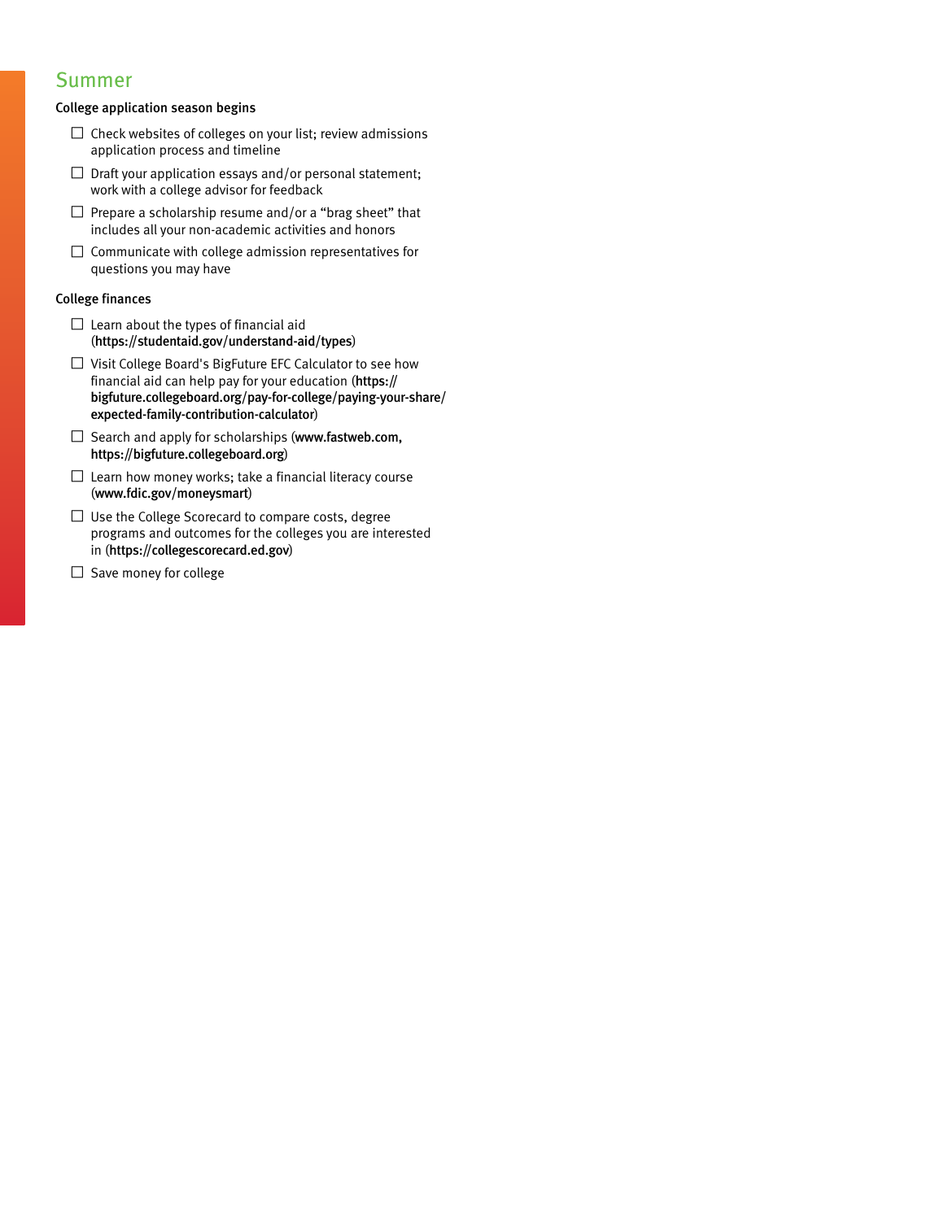## Summer

**College application season begins**

- ☐ Check websites of colleges on your list; review admissions application process and timeline
- ☐ Draft your application essays and/or personal statement; work with a college advisor for feedback
- ☐ Prepare a scholarship resume and/or a "brag sheet" that includes all your non-academic activities and honors
- ☐ Communicate with college admission representatives for questions you may have

**College finances**

- ☐ Learn about the types of financial aid (**https://studentaid.gov/understand-aid/types**)
- ☐ Visit College Board's BigFuture EFC Calculator to see how financial aid can help pay for your education (**https://bigfuture.collegeboard.org/pay-for-college/paying-your-share/expected-family-contribution-calculator**)
- ☐ Search and apply for scholarships (**www.fastweb.com, https://bigfuture.collegeboard.org**)
- ☐ Learn how money works; take a financial literacy course (**www.fdic.gov/moneysmart**)
- ☐ Use the College Scorecard to compare costs, degree programs and outcomes for the colleges you are interested in (**https://collegescorecard.ed.gov**)
- ☐ Save money for college